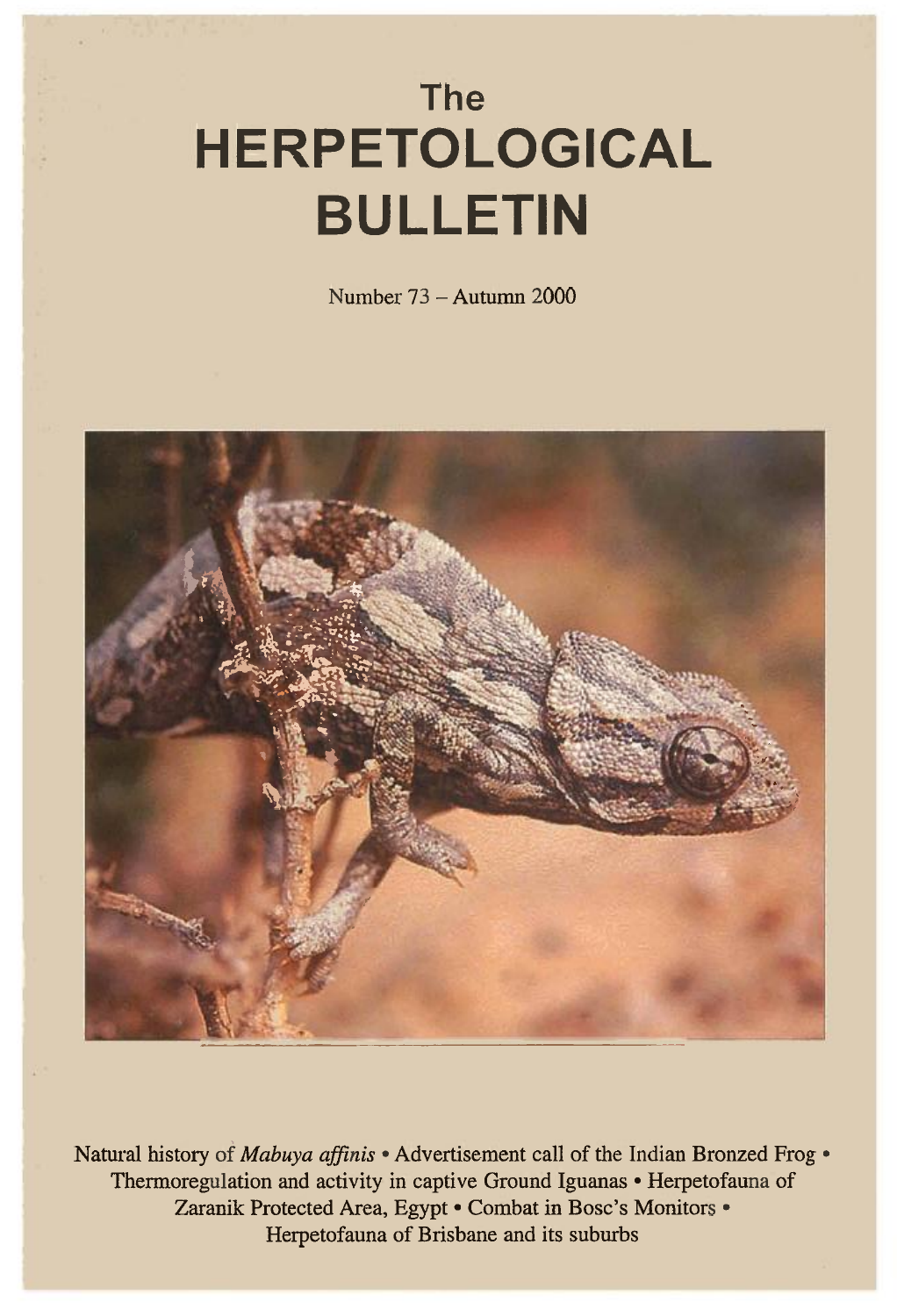# The HERPETOLOGICAL BULLETIN

Number 73 – Autumn 2000

Natural history of *Mabuya affinis* • Advertisement call of the Indian Bronzed Frog • Thermoregulation and activity in captive Ground Iguanas • Herpetofauna of Zaranik Protected Area, Egypt • Combat in Bosc's Monitors • Herpetofauna of Brisbane and its suburbs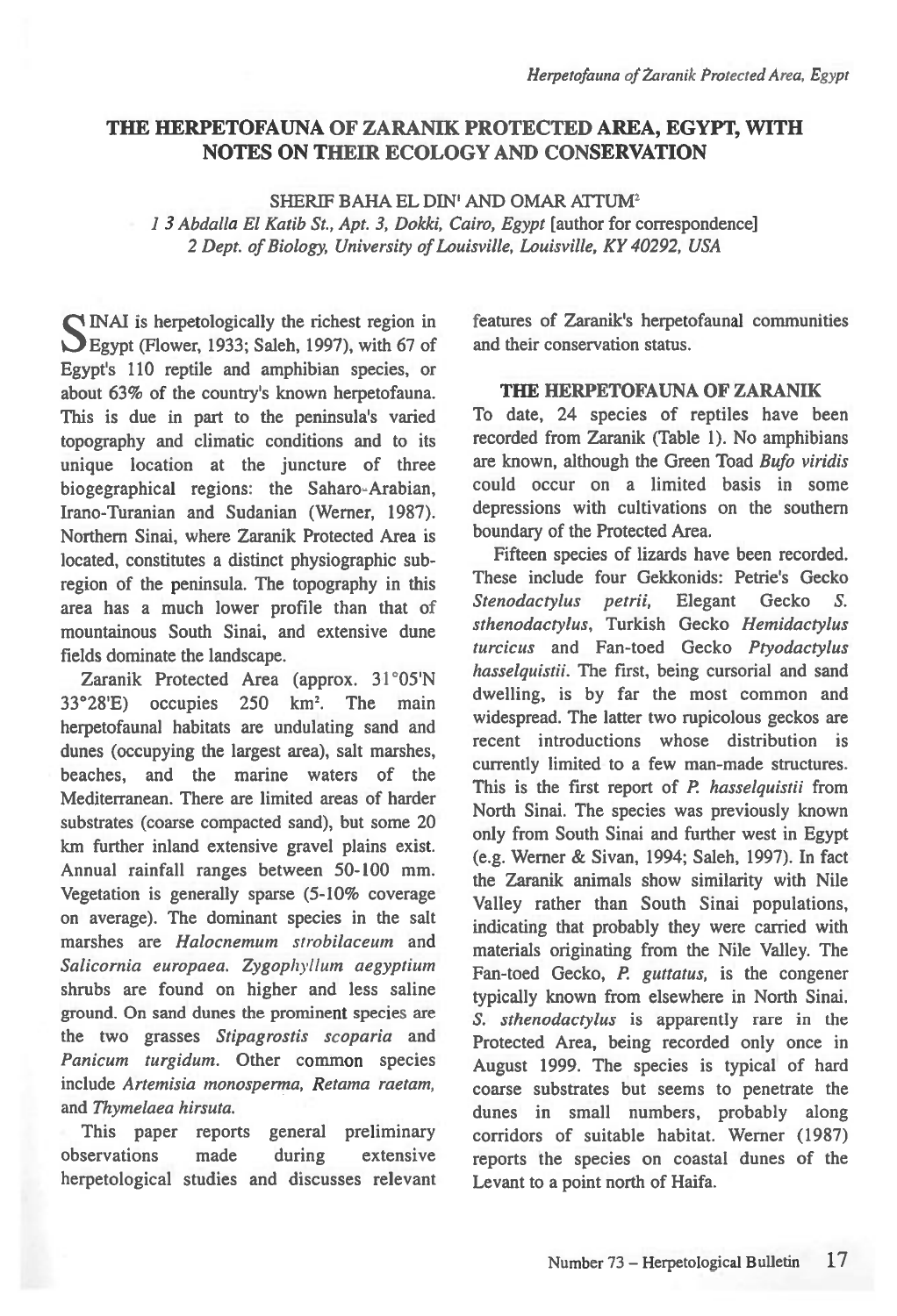# THE HERPETOFAUNA OF ZARANIK PROTECTED AREA, EGYPT, WITH NOTES ON THEIR ECOLOGY AND CONSERVATION

SHERIF BAHA EL DIN[1] AND OMAR ATTUM[2]

*1 3 Abdalla El Katib St., Apt. 3, Dokki, Cairo, Egypt* [author for correspondence]
*2 Dept. of Biology, University of Louisville, Louisville, KY 40292, USA*

SINAI is herpetologically the richest region in Egypt (Flower, 1933; Saleh, 1997), with 67 of Egypt's 110 reptile and amphibian species, or about 63% of the country's known herpetofauna. This is due in part to the peninsula's varied topography and climatic conditions and to its unique location at the juncture of three biogegraphical regions: the Saharo-Arabian, Irano-Turanian and Sudanian (Werner, 1987). Northern Sinai, where Zaranik Protected Area is located, constitutes a distinct physiographic sub-region of the peninsula. The topography in this area has a much lower profile than that of mountainous South Sinai, and extensive dune fields dominate the landscape.

Zaranik Protected Area (approx. 31°05'N 33°28'E) occupies 250 km². The main herpetofaunal habitats are undulating sand and dunes (occupying the largest area), salt marshes, beaches, and the marine waters of the Mediterranean. There are limited areas of harder substrates (coarse compacted sand), but some 20 km further inland extensive gravel plains exist. Annual rainfall ranges between 50-100 mm. Vegetation is generally sparse (5-10% coverage on average). The dominant species in the salt marshes are *Halocnemum strobilaceum* and *Salicornia europaea*. *Zygophyllum aegyptium* shrubs are found on higher and less saline ground. On sand dunes the prominent species are the two grasses *Stipagrostis scoparia* and *Panicum turgidum*. Other common species include *Artemisia monosperma*, *Retama raetam*, and *Thymelaea hirsuta*.

This paper reports general preliminary observations made during extensive herpetological studies and discusses relevant features of Zaranik's herpetofaunal communities and their conservation status.

## THE HERPETOFAUNA OF ZARANIK

To date, 24 species of reptiles have been recorded from Zaranik (Table 1). No amphibians are known, although the Green Toad *Bufo viridis* could occur on a limited basis in some depressions with cultivations on the southern boundary of the Protected Area.

Fifteen species of lizards have been recorded. These include four Gekkonids: Petrie's Gecko *Stenodactylus petrii*, Elegant Gecko *S. sthenodactylus*, Turkish Gecko *Hemidactylus turcicus* and Fan-toed Gecko *Ptyodactylus hasselquistii*. The first, being cursorial and sand dwelling, is by far the most common and widespread. The latter two rupicolous geckos are recent introductions whose distribution is currently limited to a few man-made structures. This is the first report of *P. hasselquistii* from North Sinai. The species was previously known only from South Sinai and further west in Egypt (e.g. Werner & Sivan, 1994; Saleh, 1997). In fact the Zaranik animals show similarity with Nile Valley rather than South Sinai populations, indicating that probably they were carried with materials originating from the Nile Valley. The Fan-toed Gecko, *P. guttatus*, is the congener typically known from elsewhere in North Sinai. *S. sthenodactylus* is apparently rare in the Protected Area, being recorded only once in August 1999. The species is typical of hard coarse substrates but seems to penetrate the dunes in small numbers, probably along corridors of suitable habitat. Werner (1987) reports the species on coastal dunes of the Levant to a point north of Haifa.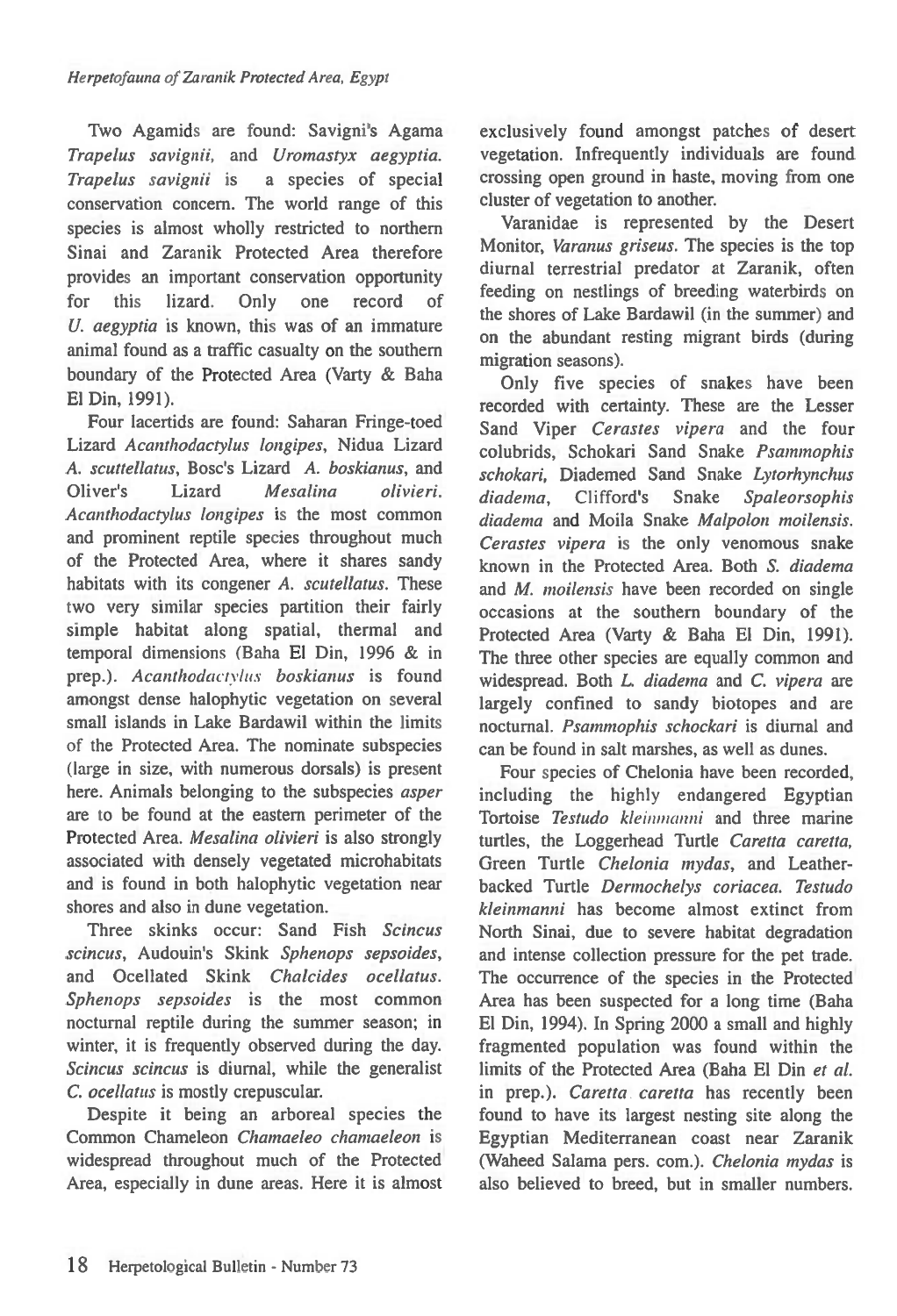Two Agamids are found: Savigni's Agama *Trapelus savignii*, and *Uromastyx aegyptia*. *Trapelus savignii* is a species of special conservation concern. The world range of this species is almost wholly restricted to northern Sinai and Zaranik Protected Area therefore provides an important conservation opportunity for this lizard. Only one record of *U. aegyptia* is known, this was of an immature animal found as a traffic casualty on the southern boundary of the Protected Area (Varty & Baha El Din, 1991).

Four lacertids are found: Saharan Fringe-toed Lizard *Acanthodactylus longipes*, Nidua Lizard *A. scuttellatus*, Bosc's Lizard *A. boskianus*, and Oliver's Lizard *Mesalina olivieri*. *Acanthodactylus longipes* is the most common and prominent reptile species throughout much of the Protected Area, where it shares sandy habitats with its congener *A. scutellatus*. These two very similar species partition their fairly simple habitat along spatial, thermal and temporal dimensions (Baha El Din, 1996 & in prep.). *Acanthodactylus boskianus* is found amongst dense halophytic vegetation on several small islands in Lake Bardawil within the limits of the Protected Area. The nominate subspecies (large in size, with numerous dorsals) is present here. Animals belonging to the subspecies *asper* are to be found at the eastern perimeter of the Protected Area. *Mesalina olivieri* is also strongly associated with densely vegetated microhabitats and is found in both halophytic vegetation near shores and also in dune vegetation.

Three skinks occur: Sand Fish *Scincus scincus*, Audouin's Skink *Sphenops sepsoides*, and Ocellated Skink *Chalcides ocellatus*. *Sphenops sepsoides* is the most common nocturnal reptile during the summer season; in winter, it is frequently observed during the day. *Scincus scincus* is diurnal, while the generalist *C. ocellatus* is mostly crepuscular.

Despite it being an arboreal species the Common Chameleon *Chamaeleo chamaeleon* is widespread throughout much of the Protected Area, especially in dune areas. Here it is almost exclusively found amongst patches of desert vegetation. Infrequently individuals are found crossing open ground in haste, moving from one cluster of vegetation to another.

Varanidae is represented by the Desert Monitor, *Varanus griseus*. The species is the top diurnal terrestrial predator at Zaranik, often feeding on nestlings of breeding waterbirds on the shores of Lake Bardawil (in the summer) and on the abundant resting migrant birds (during migration seasons).

Only five species of snakes have been recorded with certainty. These are the Lesser Sand Viper *Cerastes vipera* and the four colubrids, Schokari Sand Snake *Psammophis schokari*, Diademed Sand Snake *Lytorhynchus diadema*, Clifford's Snake *Spaleorsophis diadema* and Moila Snake *Malpolon moilensis*. *Cerastes vipera* is the only venomous snake known in the Protected Area. Both *S. diadema* and *M. moilensis* have been recorded on single occasions at the southern boundary of the Protected Area (Varty & Baha El Din, 1991). The three other species are equally common and widespread. Both *L. diadema* and *C. vipera* are largely confined to sandy biotopes and are nocturnal. *Psammophis schockari* is diurnal and can be found in salt marshes, as well as dunes.

Four species of Chelonia have been recorded, including the highly endangered Egyptian Tortoise *Testudo kleinmanni* and three marine turtles, the Loggerhead Turtle *Caretta caretta*, Green Turtle *Chelonia mydas*, and Leather-backed Turtle *Dermochelys coriacea*. *Testudo kleinmanni* has become almost extinct from North Sinai, due to severe habitat degradation and intense collection pressure for the pet trade. The occurrence of the species in the Protected Area has been suspected for a long time (Baha El Din, 1994). In Spring 2000 a small and highly fragmented population was found within the limits of the Protected Area (Baha El Din *et al.* in prep.). *Caretta caretta* has recently been found to have its largest nesting site along the Egyptian Mediterranean coast near Zaranik (Waheed Salama pers. com.). *Chelonia mydas* is also believed to breed, but in smaller numbers.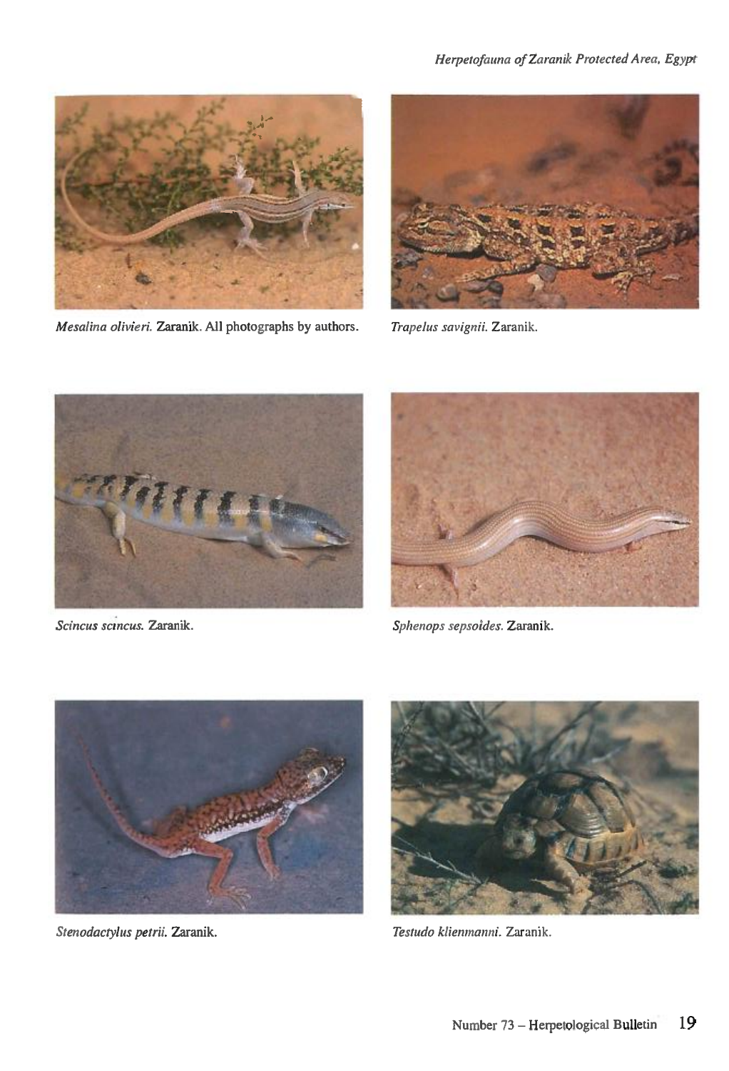*Mesalina olivieri*. Zaranik. All photographs by authors.

*Trapelus savignii*. Zaranik.

*Scincus scincus*. Zaranik.

*Sphenops sepsoides*. Zaranik.

*Stenodactylus petrii*. Zaranik.

*Testudo klienmanni*. Zaranik.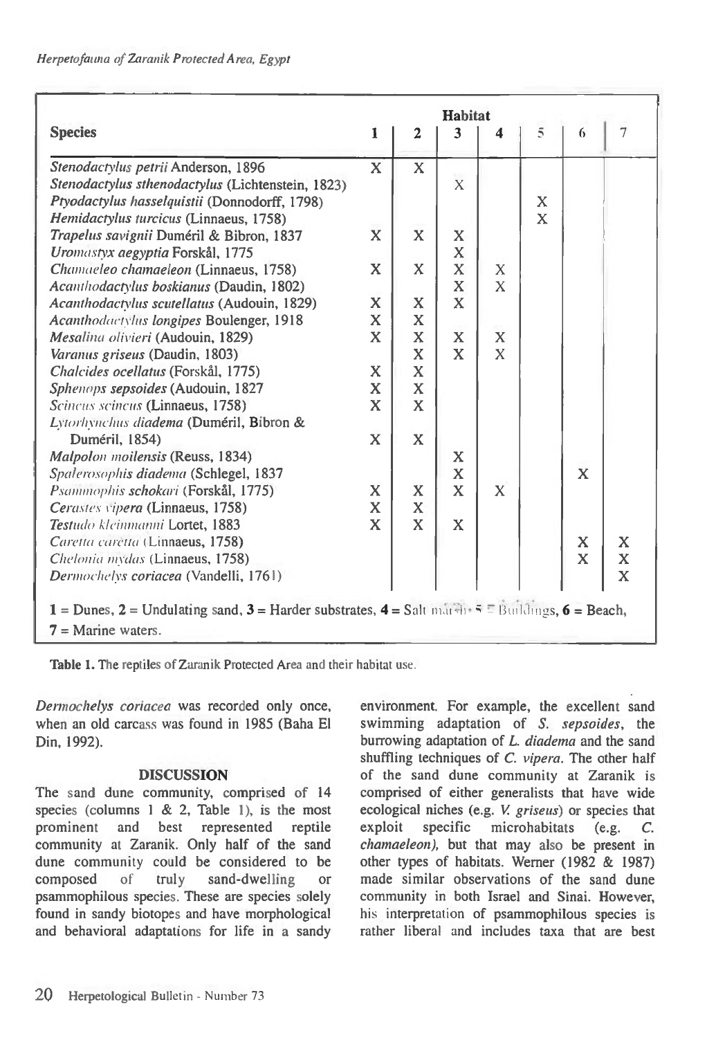| Species | Habitat 1 | 2 | 3 | 4 | 5 | 6 | 7 |
|---|---|---|---|---|---|---|---|
| *Stenodactylus petrii* Anderson, 1896 | X | X | | | | | |
| *Stenodactylus sthenodactylus* (Lichtenstein, 1823) | | | X | | | | |
| *Ptyodactylus hasselquistii* (Donnodorff, 1798) | | | | | X | | |
| *Hemidactylus turcicus* (Linnaeus, 1758) | | | | | X | | |
| *Trapelus savignii* Duméril & Bibron, 1837 | X | X | X | | | | |
| *Uromastyx aegyptia* Forskål, 1775 | | | X | | | | |
| *Chamaeleo chamaeleon* (Linnaeus, 1758) | X | X | X | X | | | |
| *Acanthodactylus boskianus* (Daudin, 1802) | | | X | X | | | |
| *Acanthodactylus scutellatus* (Audouin, 1829) | X | X | X | | | | |
| *Acanthodactylus longipes* Boulenger, 1918 | X | X | | | | | |
| *Mesalina olivieri* (Audouin, 1829) | X | X | X | X | | | |
| *Varanus griseus* (Daudin, 1803) | | X | X | X | | | |
| *Chalcides ocellatus* (Forskål, 1775) | X | X | | | | | |
| *Sphenops sepsoides* (Audouin, 1827 | X | X | | | | | |
| *Scincus scincus* (Linnaeus, 1758) | X | X | | | | | |
| *Lytorhynchus diadema* (Duméril, Bibron & Duméril, 1854) | X | X | | | | | |
| *Malpolon moilensis* (Reuss, 1834) | | | X | | | | |
| *Spalerosophis diadema* (Schlegel, 1837 | | | X | | | X | |
| *Psammophis schokari* (Forskål, 1775) | X | X | X | X | | | |
| *Cerastes vipera* (Linnaeus, 1758) | X | X | | | | | |
| *Testudo kleinmanni* Lortet, 1883 | X | X | X | | | | |
| *Caretta caretta* (Linnaeus, 1758) | | | | | | X | X |
| *Chelonia mydas* (Linnaeus, 1758) | | | | | | X | X |
| *Dermochelys coriacea* (Vandelli, 1761) | | | | | | | X |

**1** = Dunes, **2** = Undulating sand, **3** = Harder substrates, **4** = Salt marsh, **5** = Buildings, **6** = Beach, **7** = Marine waters.

**Table 1.** The reptiles of Zaranik Protected Area and their habitat use.

*Dermochelys coriacea* was recorded only once, when an old carcass was found in 1985 (Baha El Din, 1992).

## DISCUSSION

The sand dune community, comprised of 14 species (columns 1 & 2, Table 1), is the most prominent and best represented reptile community at Zaranik. Only half of the sand dune community could be considered to be composed of truly sand-dwelling or psammophilous species. These are species solely found in sandy biotopes and have morphological and behavioral adaptations for life in a sandy environment. For example, the excellent sand swimming adaptation of *S. sepsoides*, the burrowing adaptation of *L. diadema* and the sand shuffling techniques of *C. vipera*. The other half of the sand dune community at Zaranik is comprised of either generalists that have wide ecological niches (e.g. *V. griseus*) or species that exploit specific microhabitats (e.g. *C. chamaeleon*), but that may also be present in other types of habitats. Werner (1982 & 1987) made similar observations of the sand dune community in both Israel and Sinai. However, his interpretation of psammophilous species is rather liberal and includes taxa that are best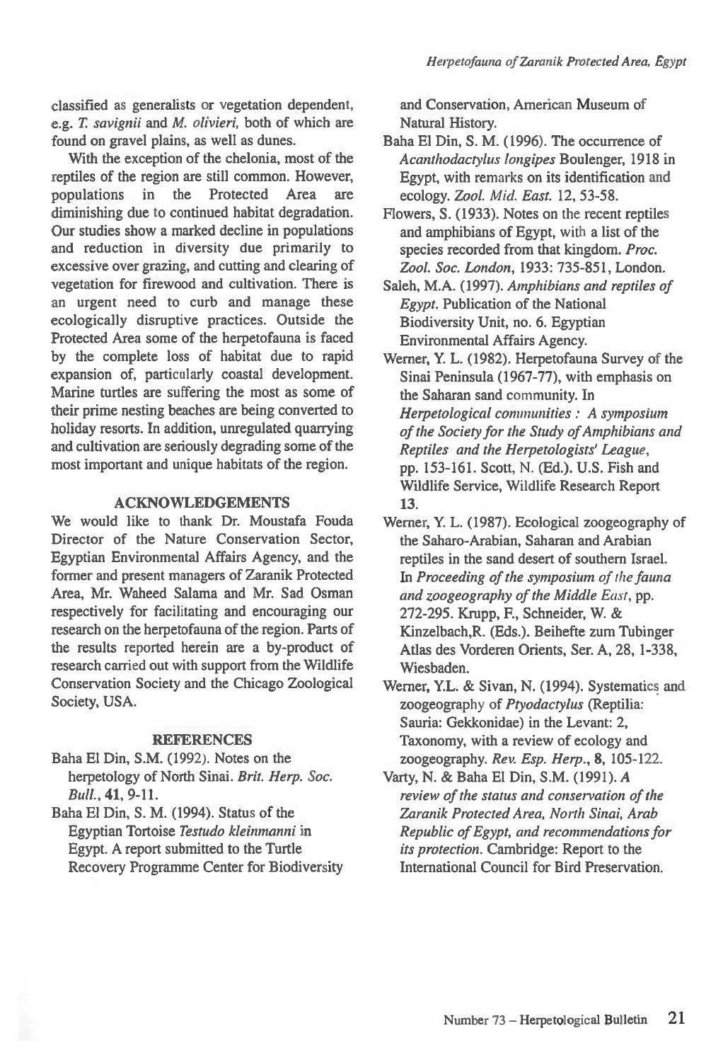classified as generalists or vegetation dependent, e.g. *T. savignii* and *M. olivieri,* both of which are found on gravel plains, as well as dunes.

With the exception of the chelonia, most of the reptiles of the region are still common. However, populations in the Protected Area are diminishing due to continued habitat degradation. Our studies show a marked decline in populations and reduction in diversity due primarily to excessive over grazing, and cutting and clearing of vegetation for firewood and cultivation. There is an urgent need to curb and manage these ecologically disruptive practices. Outside the Protected Area some of the herpetofauna is faced by the complete loss of habitat due to rapid expansion of, particularly coastal development. Marine turtles are suffering the most as some of their prime nesting beaches are being converted to holiday resorts. In addition, unregulated quarrying and cultivation are seriously degrading some of the most important and unique habitats of the region.

## ACKNOWLEDGEMENTS

We would like to thank Dr. Moustafa Fouda Director of the Nature Conservation Sector, Egyptian Environmental Affairs Agency, and the former and present managers of Zaranik Protected Area, Mr. Waheed Salama and Mr. Sad Osman respectively for facilitating and encouraging our research on the herpetofauna of the region. Parts of the results reported herein are a by-product of research carried out with support from the Wildlife Conservation Society and the Chicago Zoological Society, USA.

## REFERENCES

Baha El Din, S.M. (1992). Notes on the herpetology of North Sinai. *Brit. Herp. Soc. Bull.*, **41**, 9-11.

Baha El Din, S. M. (1994). Status of the Egyptian Tortoise *Testudo kleinmanni* in Egypt. A report submitted to the Turtle Recovery Programme Center for Biodiversity and Conservation, American Museum of Natural History.

Baha El Din, S. M. (1996). The occurrence of *Acanthodactylus longipes* Boulenger, 1918 in Egypt, with remarks on its identification and ecology. *Zool. Mid. East.* 12, 53-58.

Flowers, S. (1933). Notes on the recent reptiles and amphibians of Egypt, with a list of the species recorded from that kingdom. *Proc. Zool. Soc. London*, 1933: 735-851, London.

Saleh, M.A. (1997). *Amphibians and reptiles of Egypt.* Publication of the National Biodiversity Unit, no. 6. Egyptian Environmental Affairs Agency.

Werner, Y. L. (1982). Herpetofauna Survey of the Sinai Peninsula (1967-77), with emphasis on the Saharan sand community. In *Herpetological communities : A symposium of the Society for the Study of Amphibians and Reptiles and the Herpetologists' League*, pp. 153-161. Scott, N. (Ed.). U.S. Fish and Wildlife Service, Wildlife Research Report **13**.

Werner, Y. L. (1987). Ecological zoogeography of the Saharo-Arabian, Saharan and Arabian reptiles in the sand desert of southern Israel. In *Proceeding of the symposium of the fauna and zoogeography of the Middle East*, pp. 272-295. Krupp, F., Schneider, W. & Kinzelbach,R. (Eds.). Beihefte zum Tubinger Atlas des Vorderen Orients, Ser. A, 28, 1-338, Wiesbaden.

Werner, Y.L. & Sivan, N. (1994). Systematics and zoogeography of *Ptyodactylus* (Reptilia: Sauria: Gekkonidae) in the Levant: 2, Taxonomy, with a review of ecology and zoogeography. *Rev. Esp. Herp.*, **8**, 105-122.

Varty, N. & Baha El Din, S.M. (1991). *A review of the status and conservation of the Zaranik Protected Area, North Sinai, Arab Republic of Egypt, and recommendations for its protection.* Cambridge: Report to the International Council for Bird Preservation.